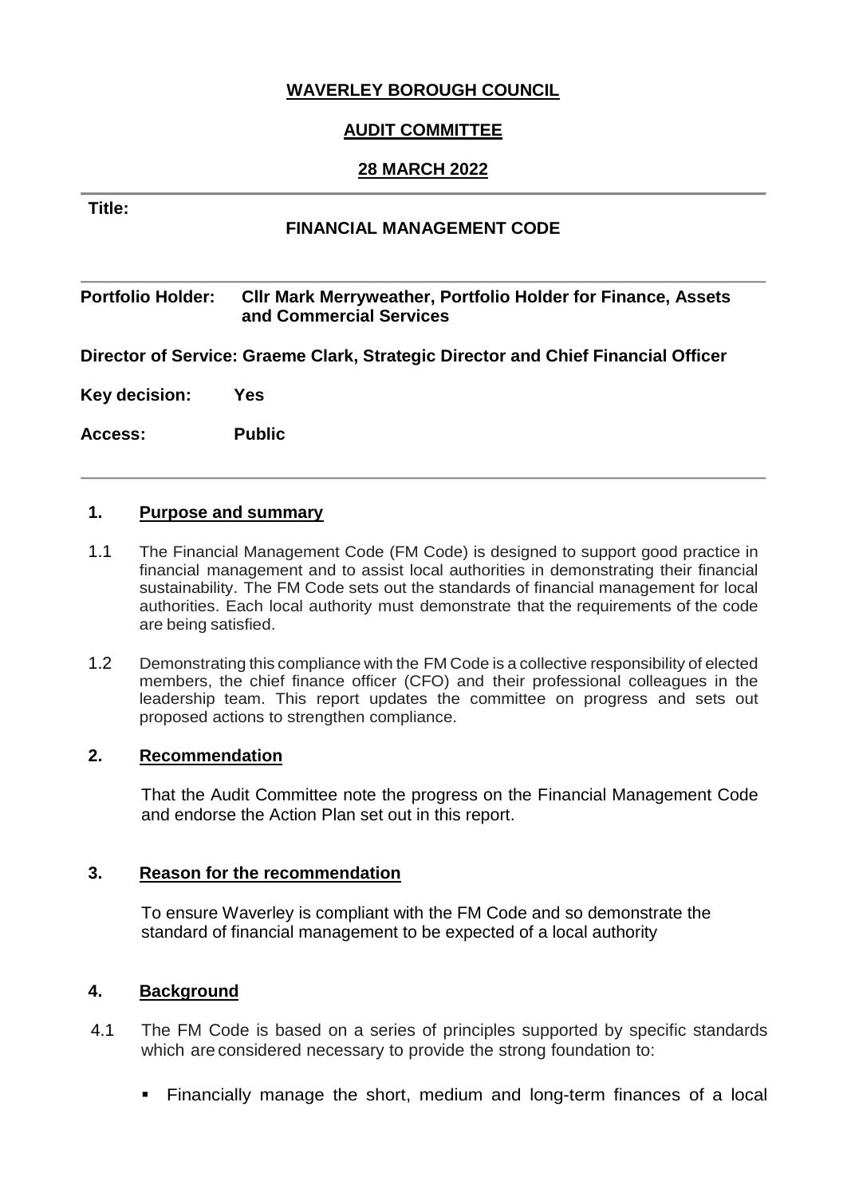**WAVERLEY BOROUGH COUNCIL**

**AUDIT COMMITTEE**

**28 MARCH 2022**

---

**Title:**

**FINANCIAL MANAGEMENT CODE**

---

**Portfolio Holder:** **Cllr Mark Merryweather, Portfolio Holder for Finance, Assets and Commercial Services**

**Director of Service: Graeme Clark, Strategic Director and Chief Financial Officer**

**Key decision:** **Yes**

**Access:** **Public**

---

## 1. Purpose and summary

1.1 The Financial Management Code (FM Code) is designed to support good practice in financial management and to assist local authorities in demonstrating their financial sustainability. The FM Code sets out the standards of financial management for local authorities. Each local authority must demonstrate that the requirements of the code are being satisfied.

1.2 Demonstrating this compliance with the FM Code is a collective responsibility of elected members, the chief finance officer (CFO) and their professional colleagues in the leadership team. This report updates the committee on progress and sets out proposed actions to strengthen compliance.

## 2. Recommendation

That the Audit Committee note the progress on the Financial Management Code and endorse the Action Plan set out in this report.

## 3. Reason for the recommendation

To ensure Waverley is compliant with the FM Code and so demonstrate the standard of financial management to be expected of a local authority

## 4. Background

4.1 The FM Code is based on a series of principles supported by specific standards which are considered necessary to provide the strong foundation to:

- Financially manage the short, medium and long-term finances of a local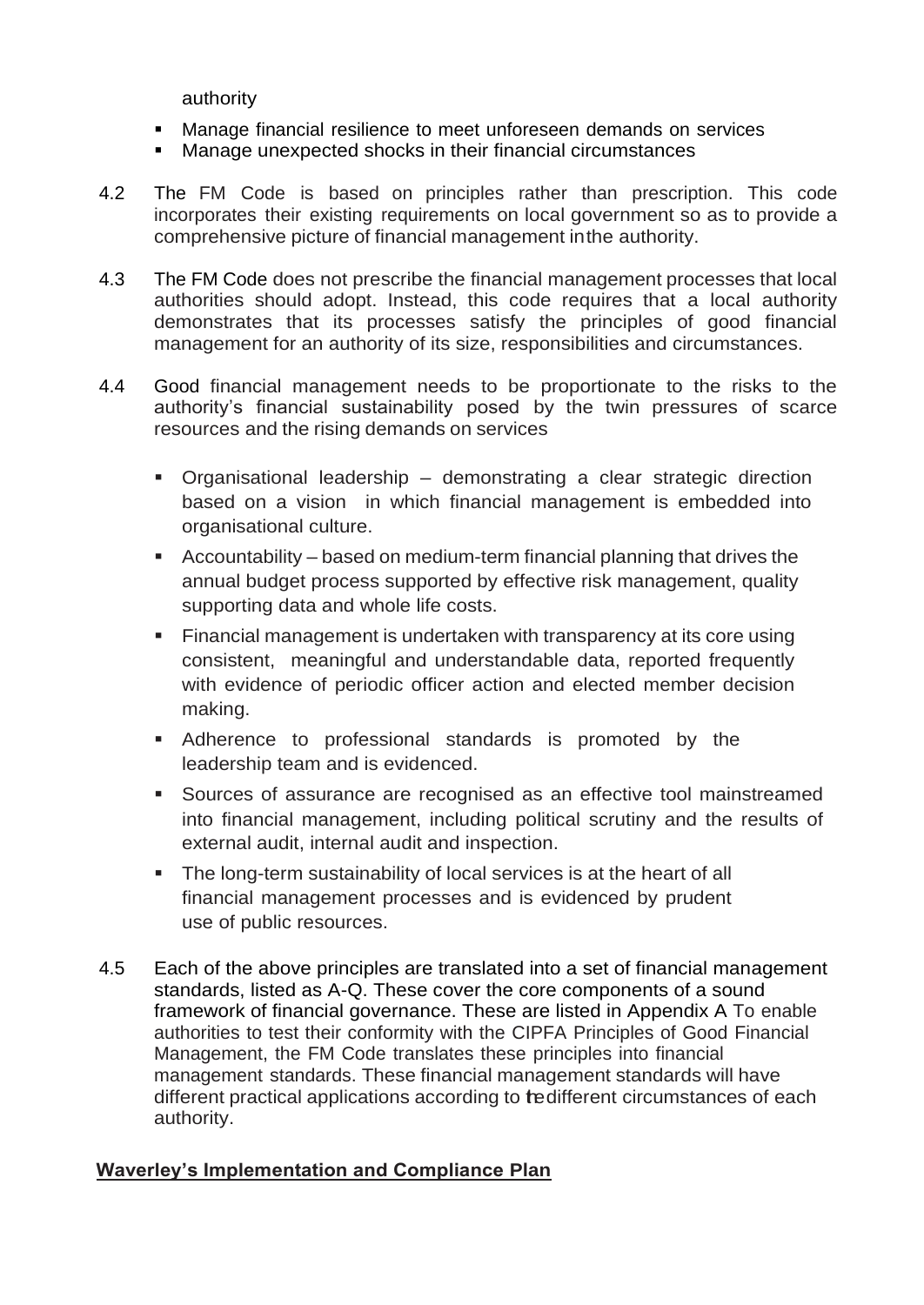authority

- Manage financial resilience to meet unforeseen demands on services
- Manage unexpected shocks in their financial circumstances

4.2 The FM Code is based on principles rather than prescription. This code incorporates their existing requirements on local government so as to provide a comprehensive picture of financial management inthe authority.

4.3 The FM Code does not prescribe the financial management processes that local authorities should adopt. Instead, this code requires that a local authority demonstrates that its processes satisfy the principles of good financial management for an authority of its size, responsibilities and circumstances.

4.4 Good financial management needs to be proportionate to the risks to the authority's financial sustainability posed by the twin pressures of scarce resources and the rising demands on services

- Organisational leadership – demonstrating a clear strategic direction based on a vision in which financial management is embedded into organisational culture.
- Accountability – based on medium-term financial planning that drives the annual budget process supported by effective risk management, quality supporting data and whole life costs.
- Financial management is undertaken with transparency at its core using consistent, meaningful and understandable data, reported frequently with evidence of periodic officer action and elected member decision making.
- Adherence to professional standards is promoted by the leadership team and is evidenced.
- Sources of assurance are recognised as an effective tool mainstreamed into financial management, including political scrutiny and the results of external audit, internal audit and inspection.
- The long-term sustainability of local services is at the heart of all financial management processes and is evidenced by prudent use of public resources.

4.5 Each of the above principles are translated into a set of financial management standards, listed as A-Q. These cover the core components of a sound framework of financial governance. These are listed in Appendix A To enable authorities to test their conformity with the CIPFA Principles of Good Financial Management, the FM Code translates these principles into financial management standards. These financial management standards will have different practical applications according to thedifferent circumstances of each authority.

**Waverley's Implementation and Compliance Plan**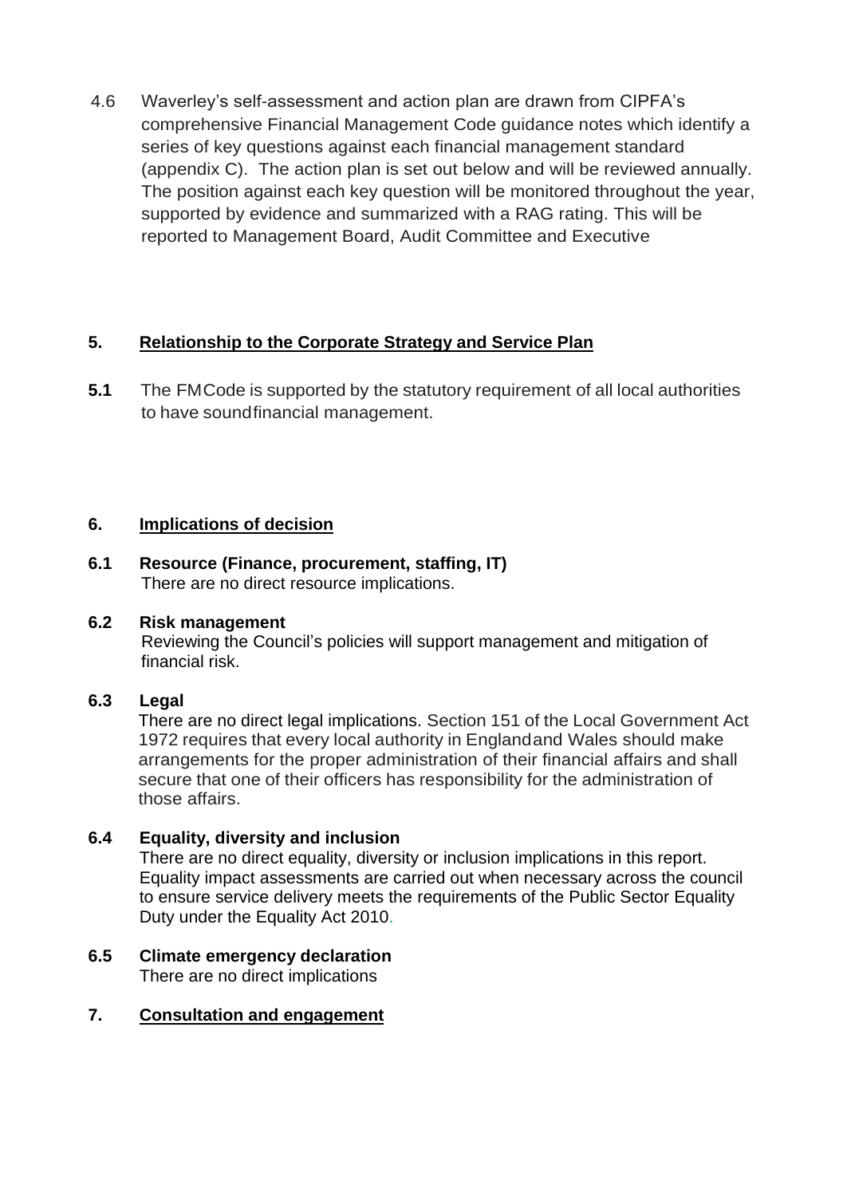4.6 Waverley's self-assessment and action plan are drawn from CIPFA's comprehensive Financial Management Code guidance notes which identify a series of key questions against each financial management standard (appendix C). The action plan is set out below and will be reviewed annually. The position against each key question will be monitored throughout the year, supported by evidence and summarized with a RAG rating. This will be reported to Management Board, Audit Committee and Executive

## 5. Relationship to the Corporate Strategy and Service Plan

**5.1** The FMCode is supported by the statutory requirement of all local authorities to have soundfinancial management.

## 6. Implications of decision

**6.1 Resource (Finance, procurement, staffing, IT)**
There are no direct resource implications.

**6.2 Risk management**
Reviewing the Council's policies will support management and mitigation of financial risk.

**6.3 Legal**
There are no direct legal implications. Section 151 of the Local Government Act 1972 requires that every local authority in Englandand Wales should make arrangements for the proper administration of their financial affairs and shall secure that one of their officers has responsibility for the administration of those affairs.

**6.4 Equality, diversity and inclusion**
There are no direct equality, diversity or inclusion implications in this report. Equality impact assessments are carried out when necessary across the council to ensure service delivery meets the requirements of the Public Sector Equality Duty under the Equality Act 2010.

**6.5 Climate emergency declaration**
There are no direct implications

## 7. Consultation and engagement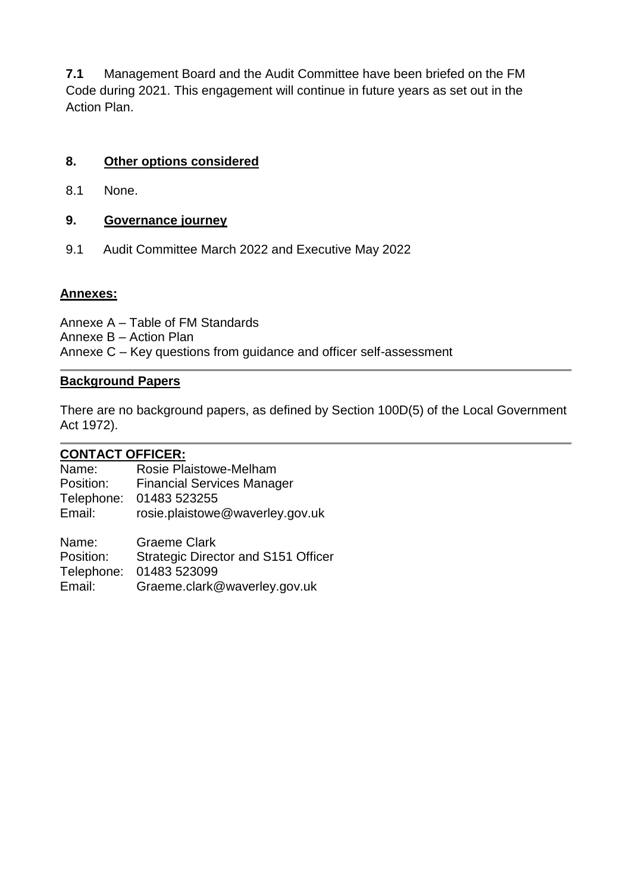**7.1** Management Board and the Audit Committee have been briefed on the FM Code during 2021. This engagement will continue in future years as set out in the Action Plan.

## 8. Other options considered

8.1 None.

## 9. Governance journey

9.1 Audit Committee March 2022 and Executive May 2022

**Annexes:**

Annexe A – Table of FM Standards
Annexe B – Action Plan
Annexe C – Key questions from guidance and officer self-assessment

---

**Background Papers**

There are no background papers, as defined by Section 100D(5) of the Local Government Act 1972).

---

**CONTACT OFFICER:**

Name: Rosie Plaistowe-Melham
Position: Financial Services Manager
Telephone: 01483 523255
Email: rosie.plaistowe@waverley.gov.uk

Name: Graeme Clark
Position: Strategic Director and S151 Officer
Telephone: 01483 523099
Email: Graeme.clark@waverley.gov.uk